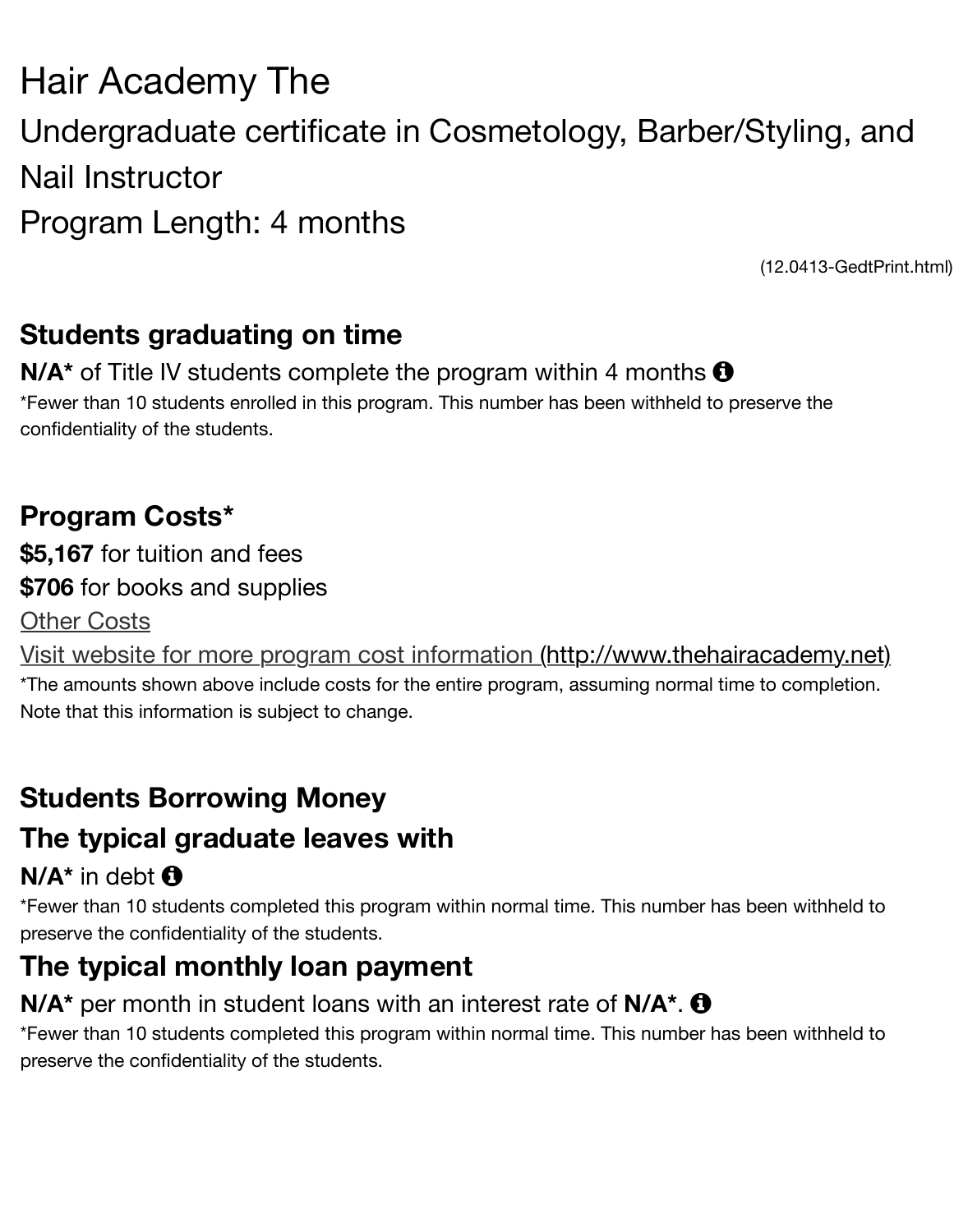# Hair Academy The

## Undergraduate certificate in Cosmetology, Barber/Styling, and Nail Instructor

## Program Length: 4 months

(12.0413-GedtPrint.html)

### Students graduating on time

**N/A*** of Title IV students complete the program within 4 months

*Fewer than 10 students enrolled in this program. This number has been withheld to preserve the confidentiality of the students.

### Program Costs*

**$5,167** for tuition and fees

**$706** for books and supplies

Other Costs

Visit website for more program cost information (http://www.thehairacademy.net)

*The amounts shown above include costs for the entire program, assuming normal time to completion. Note that this information is subject to change.

### Students Borrowing Money

### The typical graduate leaves with

**N/A*** in debt

*Fewer than 10 students completed this program within normal time. This number has been withheld to preserve the confidentiality of the students.

### The typical monthly loan payment

**N/A*** per month in student loans with an interest rate of **N/A***.

*Fewer than 10 students completed this program within normal time. This number has been withheld to preserve the confidentiality of the students.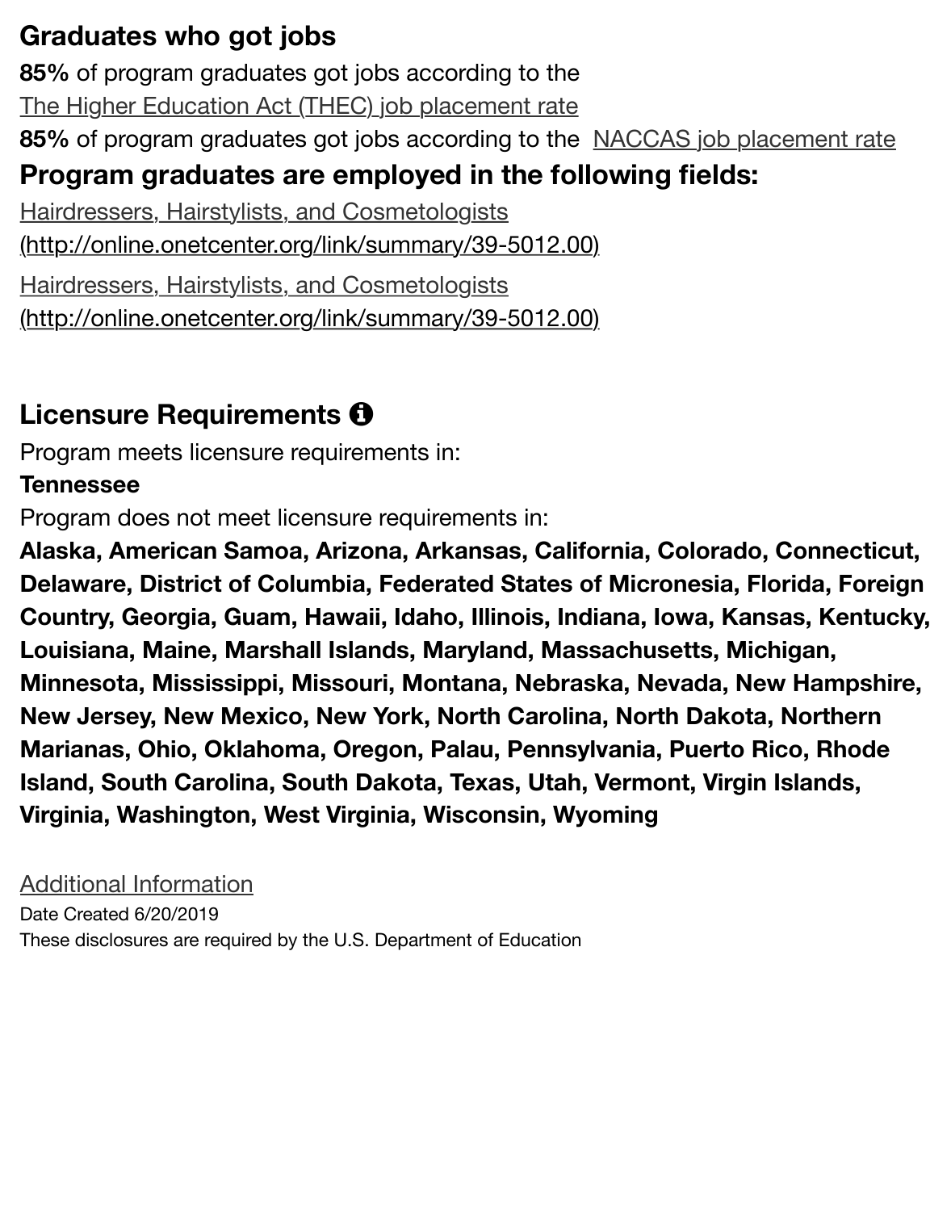## Graduates who got jobs

**85%** of program graduates got jobs according to the
The Higher Education Act (THEC) job placement rate

**85%** of program graduates got jobs according to the NACCAS job placement rate

## Program graduates are employed in the following fields:

Hairdressers, Hairstylists, and Cosmetologists
(http://online.onetcenter.org/link/summary/39-5012.00)

Hairdressers, Hairstylists, and Cosmetologists
(http://online.onetcenter.org/link/summary/39-5012.00)

## Licensure Requirements

Program meets licensure requirements in:

**Tennessee**

Program does not meet licensure requirements in:

**Alaska, American Samoa, Arizona, Arkansas, California, Colorado, Connecticut, Delaware, District of Columbia, Federated States of Micronesia, Florida, Foreign Country, Georgia, Guam, Hawaii, Idaho, Illinois, Indiana, Iowa, Kansas, Kentucky, Louisiana, Maine, Marshall Islands, Maryland, Massachusetts, Michigan, Minnesota, Mississippi, Missouri, Montana, Nebraska, Nevada, New Hampshire, New Jersey, New Mexico, New York, North Carolina, North Dakota, Northern Marianas, Ohio, Oklahoma, Oregon, Palau, Pennsylvania, Puerto Rico, Rhode Island, South Carolina, South Dakota, Texas, Utah, Vermont, Virgin Islands, Virginia, Washington, West Virginia, Wisconsin, Wyoming**

Additional Information

Date Created 6/20/2019

These disclosures are required by the U.S. Department of Education